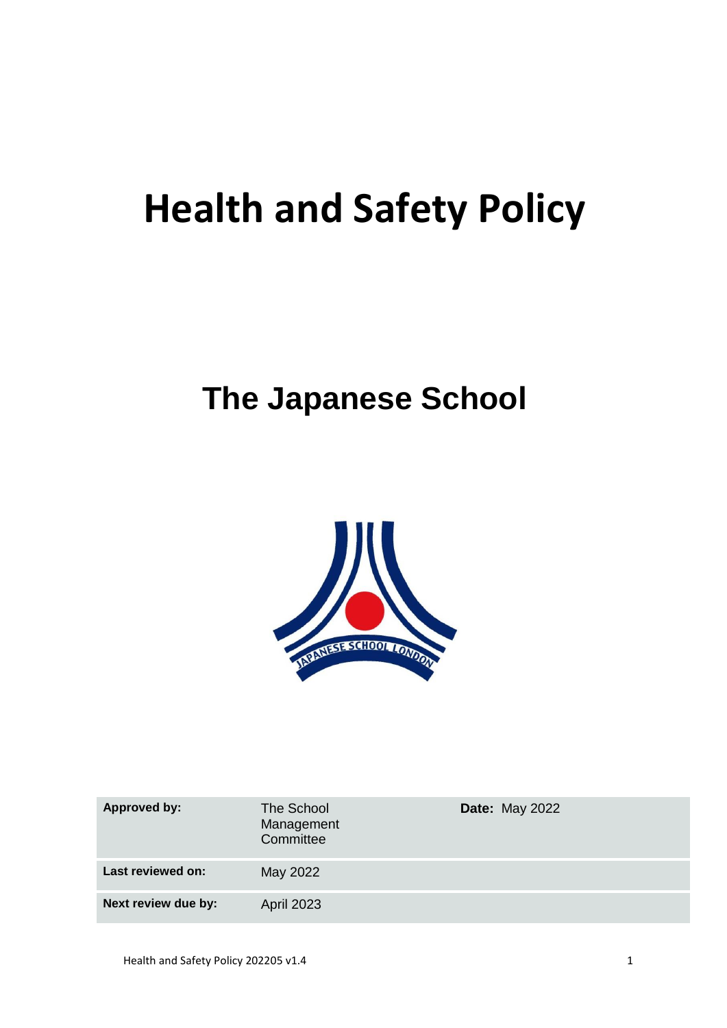# Health and Safety Policy

## The Japanese School

| Approved by: | The School Management Committee | Date: May 2022 |
|---|---|---|
| Last reviewed on: | May 2022 | |
| Next review due by: | April 2023 | |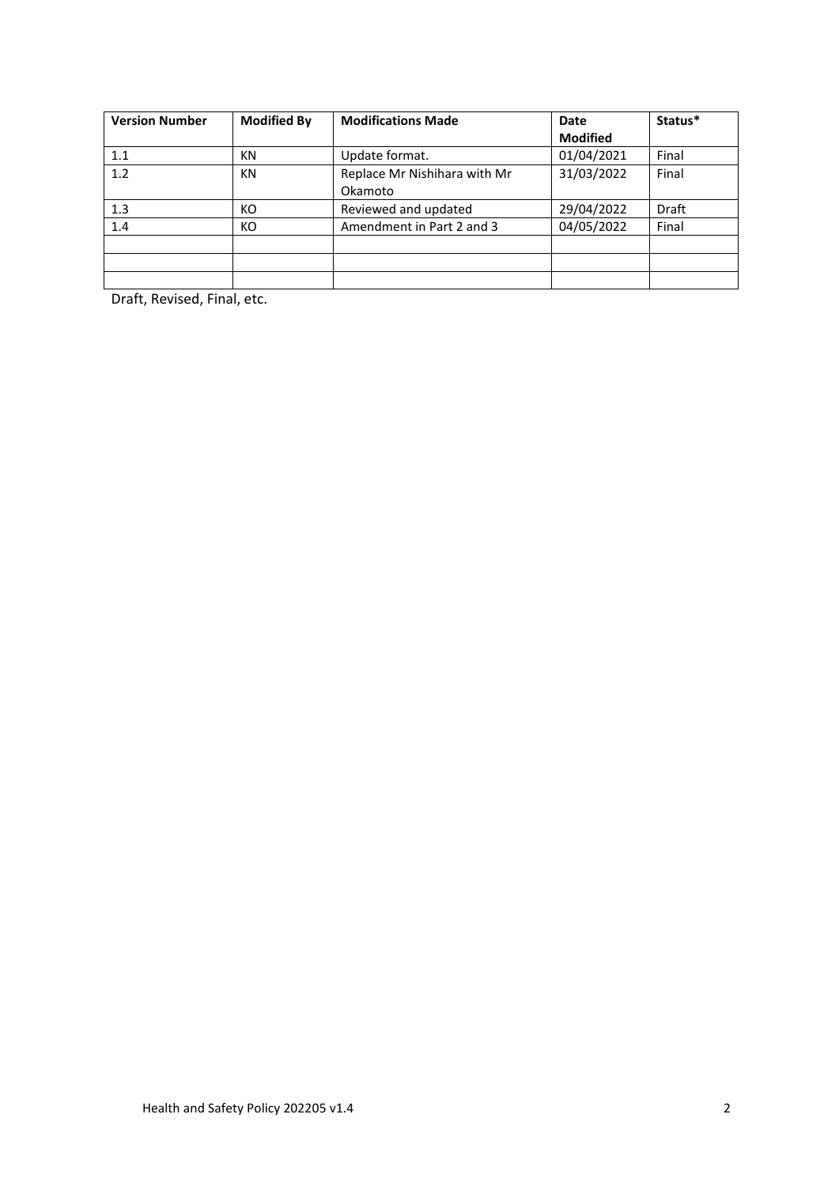| Version Number | Modified By | Modifications Made | Date Modified | Status* |
| --- | --- | --- | --- | --- |
| 1.1 | KN | Update format. | 01/04/2021 | Final |
| 1.2 | KN | Replace Mr Nishihara with Mr Okamoto | 31/03/2022 | Final |
| 1.3 | KO | Reviewed and updated | 29/04/2022 | Draft |
| 1.4 | KO | Amendment in Part 2 and 3 | 04/05/2022 | Final |
| | | | | |
| | | | | |
| | | | | |

Draft, Revised, Final, etc.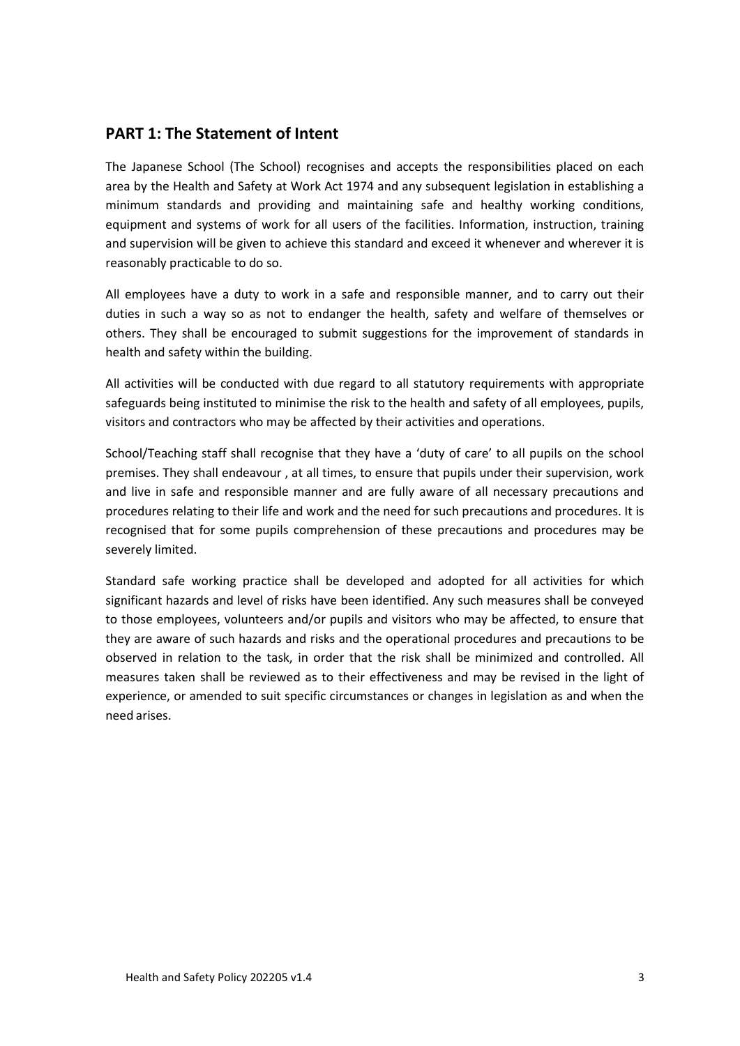## PART 1: The Statement of Intent

The Japanese School (The School) recognises and accepts the responsibilities placed on each area by the Health and Safety at Work Act 1974 and any subsequent legislation in establishing a minimum standards and providing and maintaining safe and healthy working conditions, equipment and systems of work for all users of the facilities. Information, instruction, training and supervision will be given to achieve this standard and exceed it whenever and wherever it is reasonably practicable to do so.

All employees have a duty to work in a safe and responsible manner, and to carry out their duties in such a way so as not to endanger the health, safety and welfare of themselves or others. They shall be encouraged to submit suggestions for the improvement of standards in health and safety within the building.

All activities will be conducted with due regard to all statutory requirements with appropriate safeguards being instituted to minimise the risk to the health and safety of all employees, pupils, visitors and contractors who may be affected by their activities and operations.

School/Teaching staff shall recognise that they have a 'duty of care' to all pupils on the school premises. They shall endeavour , at all times, to ensure that pupils under their supervision, work and live in safe and responsible manner and are fully aware of all necessary precautions and procedures relating to their life and work and the need for such precautions and procedures. It is recognised that for some pupils comprehension of these precautions and procedures may be severely limited.

Standard safe working practice shall be developed and adopted for all activities for which significant hazards and level of risks have been identified. Any such measures shall be conveyed to those employees, volunteers and/or pupils and visitors who may be affected, to ensure that they are aware of such hazards and risks and the operational procedures and precautions to be observed in relation to the task, in order that the risk shall be minimized and controlled. All measures taken shall be reviewed as to their effectiveness and may be revised in the light of experience, or amended to suit specific circumstances or changes in legislation as and when the need arises.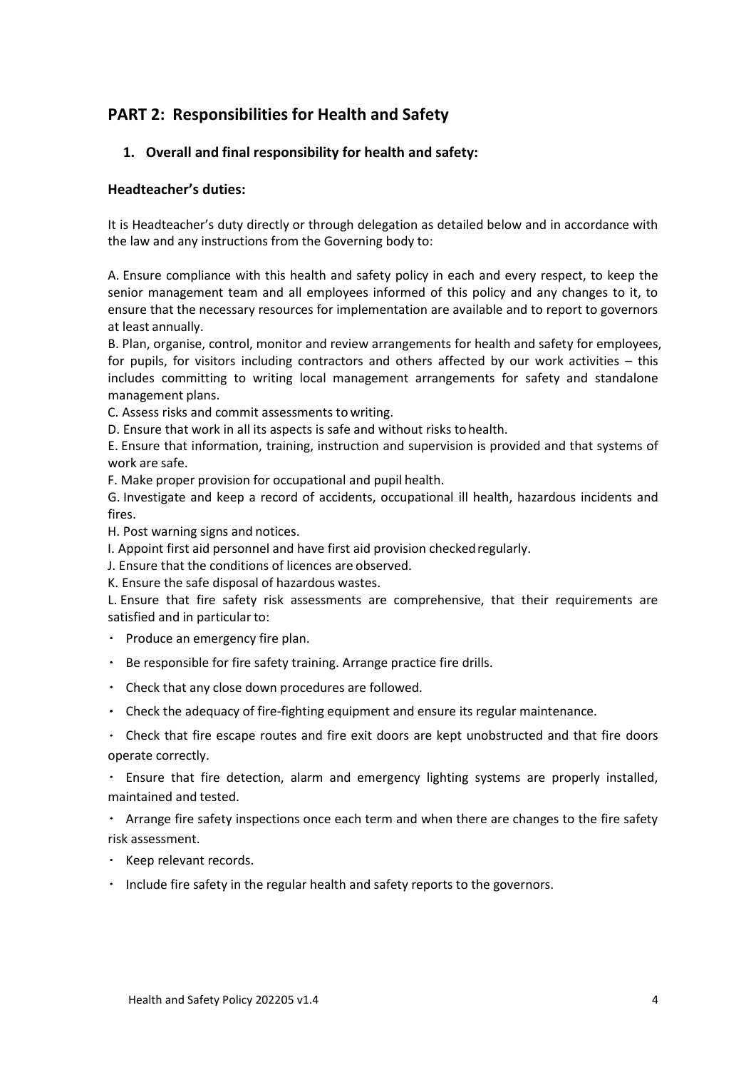## PART 2: Responsibilities for Health and Safety

### 1. Overall and final responsibility for health and safety:

#### Headteacher's duties:

It is Headteacher's duty directly or through delegation as detailed below and in accordance with the law and any instructions from the Governing body to:

A. Ensure compliance with this health and safety policy in each and every respect, to keep the senior management team and all employees informed of this policy and any changes to it, to ensure that the necessary resources for implementation are available and to report to governors at least annually.

B. Plan, organise, control, monitor and review arrangements for health and safety for employees, for pupils, for visitors including contractors and others affected by our work activities – this includes committing to writing local management arrangements for safety and standalone management plans.

C. Assess risks and commit assessments to writing.

D. Ensure that work in all its aspects is safe and without risks to health.

E. Ensure that information, training, instruction and supervision is provided and that systems of work are safe.

F. Make proper provision for occupational and pupil health.

G. Investigate and keep a record of accidents, occupational ill health, hazardous incidents and fires.

H. Post warning signs and notices.

I. Appoint first aid personnel and have first aid provision checked regularly.

J. Ensure that the conditions of licences are observed.

K. Ensure the safe disposal of hazardous wastes.

L. Ensure that fire safety risk assessments are comprehensive, that their requirements are satisfied and in particular to:

- Produce an emergency fire plan.
- Be responsible for fire safety training. Arrange practice fire drills.
- Check that any close down procedures are followed.
- Check the adequacy of fire-fighting equipment and ensure its regular maintenance.
- Check that fire escape routes and fire exit doors are kept unobstructed and that fire doors operate correctly.
- Ensure that fire detection, alarm and emergency lighting systems are properly installed, maintained and tested.
- Arrange fire safety inspections once each term and when there are changes to the fire safety risk assessment.
- Keep relevant records.
- Include fire safety in the regular health and safety reports to the governors.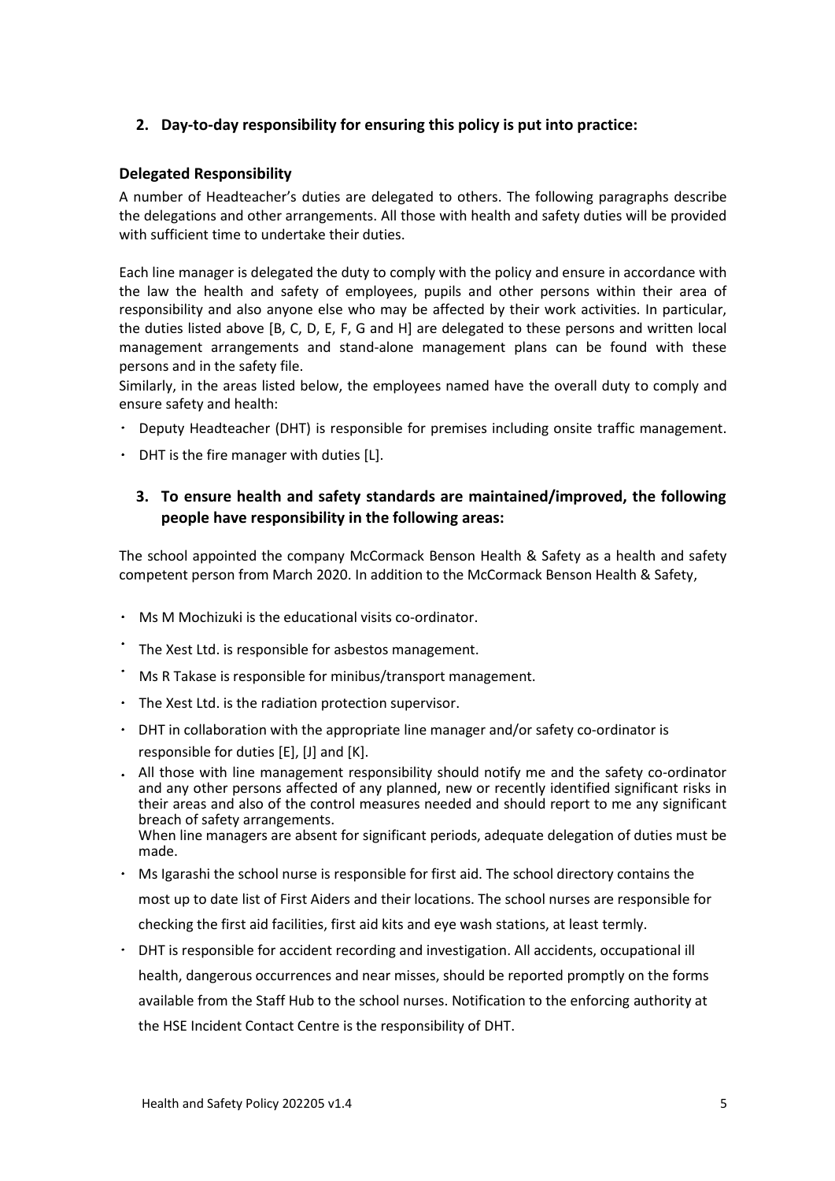## 2. Day-to-day responsibility for ensuring this policy is put into practice:

### Delegated Responsibility

A number of Headteacher's duties are delegated to others. The following paragraphs describe the delegations and other arrangements. All those with health and safety duties will be provided with sufficient time to undertake their duties.

Each line manager is delegated the duty to comply with the policy and ensure in accordance with the law the health and safety of employees, pupils and other persons within their area of responsibility and also anyone else who may be affected by their work activities. In particular, the duties listed above [B, C, D, E, F, G and H] are delegated to these persons and written local management arrangements and stand-alone management plans can be found with these persons and in the safety file.

Similarly, in the areas listed below, the employees named have the overall duty to comply and ensure safety and health:

- Deputy Headteacher (DHT) is responsible for premises including onsite traffic management.
- DHT is the fire manager with duties [L].

## 3. To ensure health and safety standards are maintained/improved, the following people have responsibility in the following areas:

The school appointed the company McCormack Benson Health & Safety as a health and safety competent person from March 2020. In addition to the McCormack Benson Health & Safety,

- Ms M Mochizuki is the educational visits co-ordinator.
- The Xest Ltd. is responsible for asbestos management.
- Ms R Takase is responsible for minibus/transport management.
- The Xest Ltd. is the radiation protection supervisor.
- DHT in collaboration with the appropriate line manager and/or safety co-ordinator is responsible for duties [E], [J] and [K].
- All those with line management responsibility should notify me and the safety co-ordinator and any other persons affected of any planned, new or recently identified significant risks in their areas and also of the control measures needed and should report to me any significant breach of safety arrangements.
  When line managers are absent for significant periods, adequate delegation of duties must be made.
- Ms Igarashi the school nurse is responsible for first aid. The school directory contains the most up to date list of First Aiders and their locations. The school nurses are responsible for checking the first aid facilities, first aid kits and eye wash stations, at least termly.
- DHT is responsible for accident recording and investigation. All accidents, occupational ill health, dangerous occurrences and near misses, should be reported promptly on the forms available from the Staff Hub to the school nurses. Notification to the enforcing authority at the HSE Incident Contact Centre is the responsibility of DHT.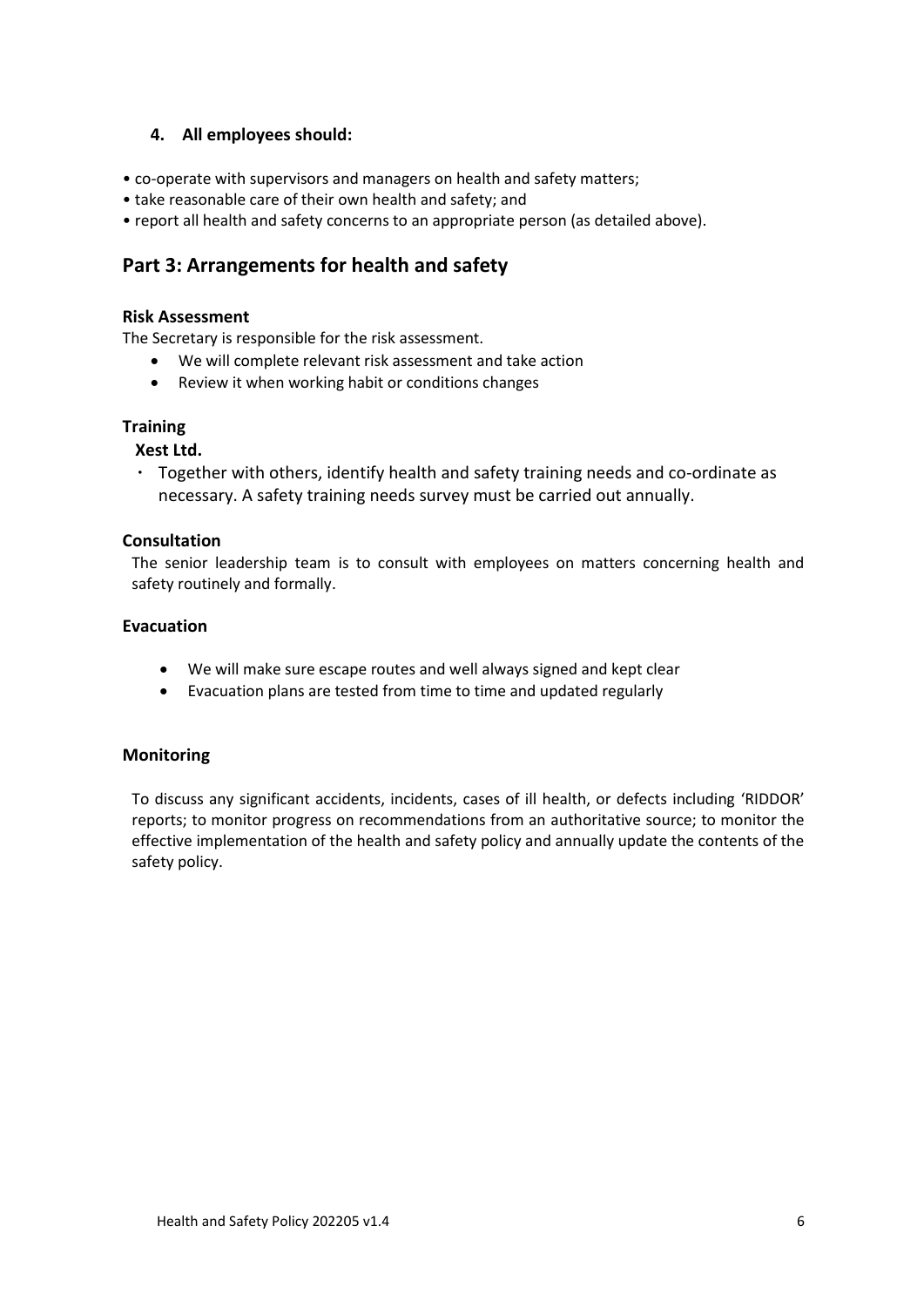### 4. All employees should:

- co-operate with supervisors and managers on health and safety matters;
- take reasonable care of their own health and safety; and
- report all health and safety concerns to an appropriate person (as detailed above).

## Part 3: Arrangements for health and safety

**Risk Assessment**

The Secretary is responsible for the risk assessment.

- We will complete relevant risk assessment and take action
- Review it when working habit or conditions changes

**Training**

**Xest Ltd.**

- Together with others, identify health and safety training needs and co-ordinate as necessary. A safety training needs survey must be carried out annually.

**Consultation**

The senior leadership team is to consult with employees on matters concerning health and safety routinely and formally.

**Evacuation**

- We will make sure escape routes and well always signed and kept clear
- Evacuation plans are tested from time to time and updated regularly

**Monitoring**

To discuss any significant accidents, incidents, cases of ill health, or defects including 'RIDDOR' reports; to monitor progress on recommendations from an authoritative source; to monitor the effective implementation of the health and safety policy and annually update the contents of the safety policy.